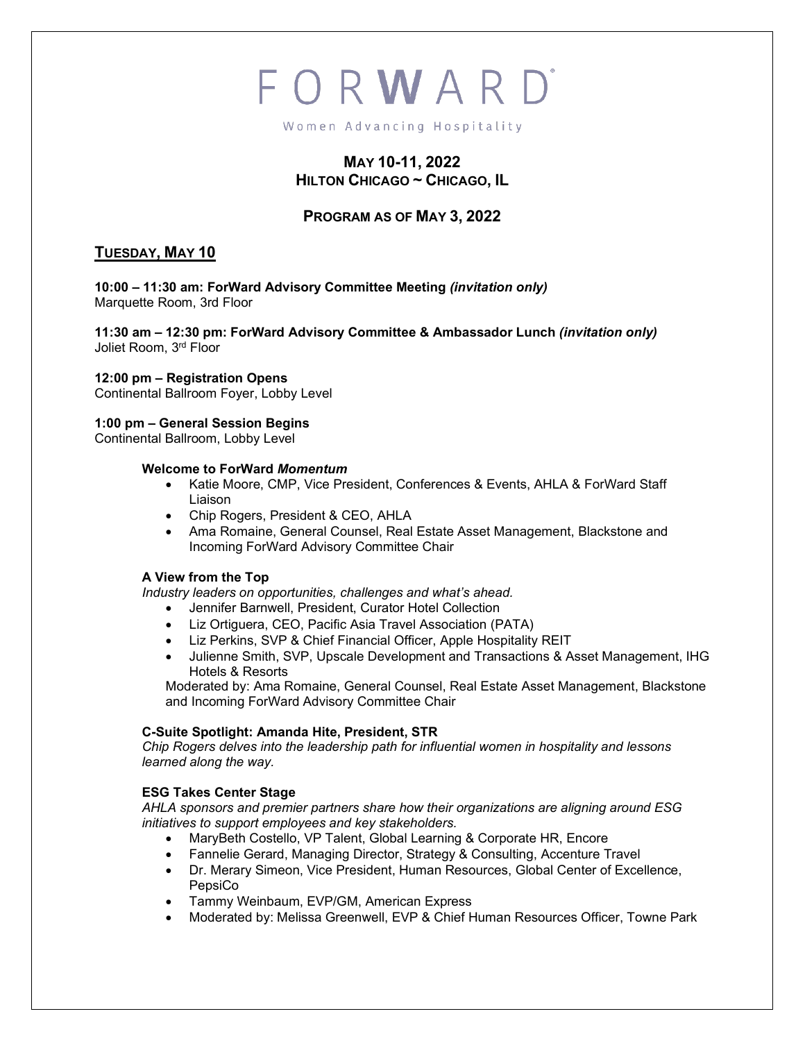# FORWARD

Women Advancing Hospitality

## MAY 10-11, 2022
## HILTON CHICAGO ~ CHICAGO, IL

## PROGRAM AS OF MAY 3, 2022

## TUESDAY, MAY 10

**10:00 – 11:30 am: ForWard Advisory Committee Meeting *(invitation only)***
Marquette Room, 3rd Floor

**11:30 am – 12:30 pm: ForWard Advisory Committee & Ambassador Lunch *(invitation only)***
Joliet Room, 3rd Floor

**12:00 pm – Registration Opens**
Continental Ballroom Foyer, Lobby Level

**1:00 pm – General Session Begins**
Continental Ballroom, Lobby Level

**Welcome to ForWard *Momentum***

- Katie Moore, CMP, Vice President, Conferences & Events, AHLA & ForWard Staff Liaison
- Chip Rogers, President & CEO, AHLA
- Ama Romaine, General Counsel, Real Estate Asset Management, Blackstone and Incoming ForWard Advisory Committee Chair

**A View from the Top**

*Industry leaders on opportunities, challenges and what's ahead.*

- Jennifer Barnwell, President, Curator Hotel Collection
- Liz Ortiguera, CEO, Pacific Asia Travel Association (PATA)
- Liz Perkins, SVP & Chief Financial Officer, Apple Hospitality REIT
- Julienne Smith, SVP, Upscale Development and Transactions & Asset Management, IHG Hotels & Resorts

Moderated by: Ama Romaine, General Counsel, Real Estate Asset Management, Blackstone and Incoming ForWard Advisory Committee Chair

**C-Suite Spotlight: Amanda Hite, President, STR**

*Chip Rogers delves into the leadership path for influential women in hospitality and lessons learned along the way.*

**ESG Takes Center Stage**

*AHLA sponsors and premier partners share how their organizations are aligning around ESG initiatives to support employees and key stakeholders.*

- MaryBeth Costello, VP Talent, Global Learning & Corporate HR, Encore
- Fannelie Gerard, Managing Director, Strategy & Consulting, Accenture Travel
- Dr. Merary Simeon, Vice President, Human Resources, Global Center of Excellence, PepsiCo
- Tammy Weinbaum, EVP/GM, American Express
- Moderated by: Melissa Greenwell, EVP & Chief Human Resources Officer, Towne Park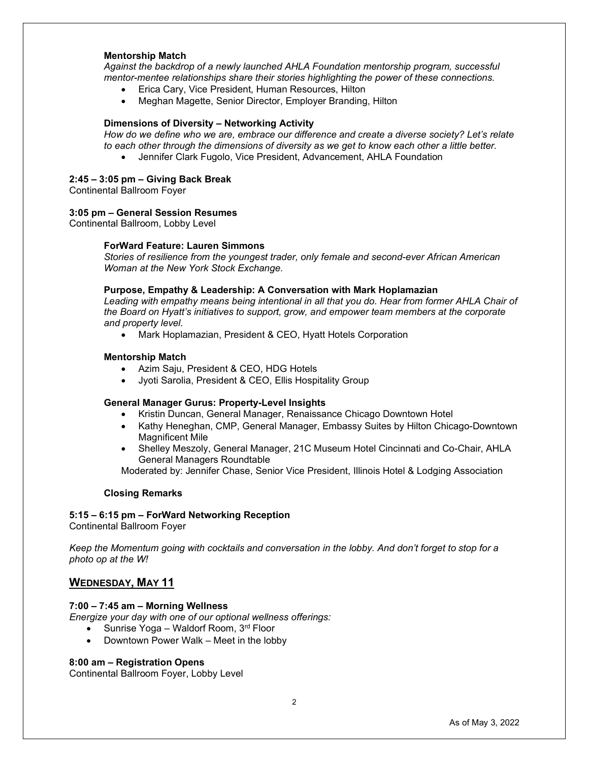**Mentorship Match**

*Against the backdrop of a newly launched AHLA Foundation mentorship program, successful mentor-mentee relationships share their stories highlighting the power of these connections.*

- Erica Cary, Vice President, Human Resources, Hilton
- Meghan Magette, Senior Director, Employer Branding, Hilton

**Dimensions of Diversity – Networking Activity**

*How do we define who we are, embrace our difference and create a diverse society? Let's relate to each other through the dimensions of diversity as we get to know each other a little better.*

- Jennifer Clark Fugolo, Vice President, Advancement, AHLA Foundation

**2:45 – 3:05 pm – Giving Back Break**
Continental Ballroom Foyer

**3:05 pm – General Session Resumes**
Continental Ballroom, Lobby Level

**ForWard Feature: Lauren Simmons**

*Stories of resilience from the youngest trader, only female and second-ever African American Woman at the New York Stock Exchange.*

**Purpose, Empathy & Leadership: A Conversation with Mark Hoplamazian**

*Leading with empathy means being intentional in all that you do. Hear from former AHLA Chair of the Board on Hyatt's initiatives to support, grow, and empower team members at the corporate and property level.*

- Mark Hoplamazian, President & CEO, Hyatt Hotels Corporation

**Mentorship Match**

- Azim Saju, President & CEO, HDG Hotels
- Jyoti Sarolia, President & CEO, Ellis Hospitality Group

**General Manager Gurus: Property-Level Insights**

- Kristin Duncan, General Manager, Renaissance Chicago Downtown Hotel
- Kathy Heneghan, CMP, General Manager, Embassy Suites by Hilton Chicago-Downtown Magnificent Mile
- Shelley Meszoly, General Manager, 21C Museum Hotel Cincinnati and Co-Chair, AHLA General Managers Roundtable

Moderated by: Jennifer Chase, Senior Vice President, Illinois Hotel & Lodging Association

**Closing Remarks**

**5:15 – 6:15 pm – ForWard Networking Reception**
Continental Ballroom Foyer

*Keep the Momentum going with cocktails and conversation in the lobby. And don't forget to stop for a photo op at the W!*

## WEDNESDAY, MAY 11

**7:00 – 7:45 am – Morning Wellness**

*Energize your day with one of our optional wellness offerings:*

- Sunrise Yoga – Waldorf Room, 3rd Floor
- Downtown Power Walk – Meet in the lobby

**8:00 am – Registration Opens**
Continental Ballroom Foyer, Lobby Level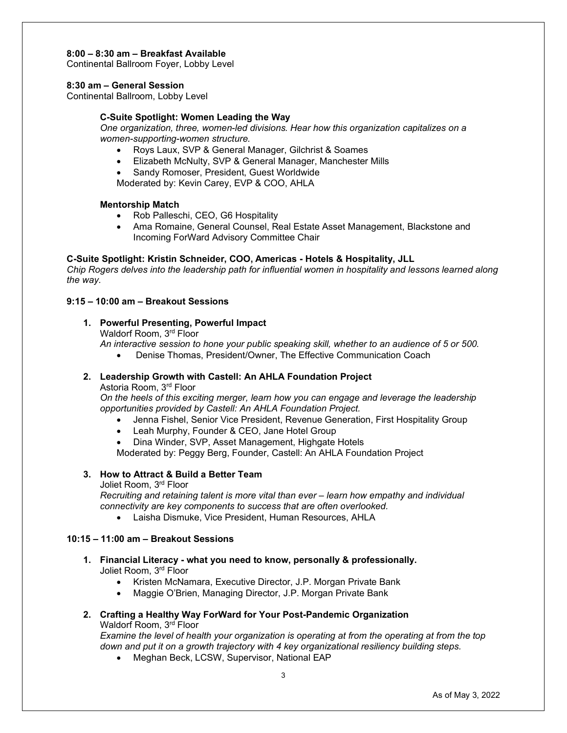**8:00 – 8:30 am – Breakfast Available**
Continental Ballroom Foyer, Lobby Level

**8:30 am – General Session**
Continental Ballroom, Lobby Level

**C-Suite Spotlight: Women Leading the Way**
*One organization, three, women-led divisions. Hear how this organization capitalizes on a women-supporting-women structure.*

- Roys Laux, SVP & General Manager, Gilchrist & Soames
- Elizabeth McNulty, SVP & General Manager, Manchester Mills
- Sandy Romoser, President, Guest Worldwide

Moderated by: Kevin Carey, EVP & COO, AHLA

**Mentorship Match**

- Rob Palleschi, CEO, G6 Hospitality
- Ama Romaine, General Counsel, Real Estate Asset Management, Blackstone and Incoming ForWard Advisory Committee Chair

**C-Suite Spotlight: Kristin Schneider, COO, Americas - Hotels & Hospitality, JLL**
*Chip Rogers delves into the leadership path for influential women in hospitality and lessons learned along the way.*

**9:15 – 10:00 am – Breakout Sessions**

1. **Powerful Presenting, Powerful Impact**
   Waldorf Room, 3rd Floor
   *An interactive session to hone your public speaking skill, whether to an audience of 5 or 500.*
   - Denise Thomas, President/Owner, The Effective Communication Coach

2. **Leadership Growth with Castell: An AHLA Foundation Project**
   Astoria Room, 3rd Floor
   *On the heels of this exciting merger, learn how you can engage and leverage the leadership opportunities provided by Castell: An AHLA Foundation Project.*
   - Jenna Fishel, Senior Vice President, Revenue Generation, First Hospitality Group
   - Leah Murphy, Founder & CEO, Jane Hotel Group
   - Dina Winder, SVP, Asset Management, Highgate Hotels

   Moderated by: Peggy Berg, Founder, Castell: An AHLA Foundation Project

3. **How to Attract & Build a Better Team**
   Joliet Room, 3rd Floor
   *Recruiting and retaining talent is more vital than ever – learn how empathy and individual connectivity are key components to success that are often overlooked.*
   - Laisha Dismuke, Vice President, Human Resources, AHLA

**10:15 – 11:00 am – Breakout Sessions**

1. **Financial Literacy - what you need to know, personally & professionally.**
   Joliet Room, 3rd Floor
   - Kristen McNamara, Executive Director, J.P. Morgan Private Bank
   - Maggie O'Brien, Managing Director, J.P. Morgan Private Bank

2. **Crafting a Healthy Way ForWard for Your Post-Pandemic Organization**
   Waldorf Room, 3rd Floor
   *Examine the level of health your organization is operating at from the operating at from the top down and put it on a growth trajectory with 4 key organizational resiliency building steps.*
   - Meghan Beck, LCSW, Supervisor, National EAP

As of May 3, 2022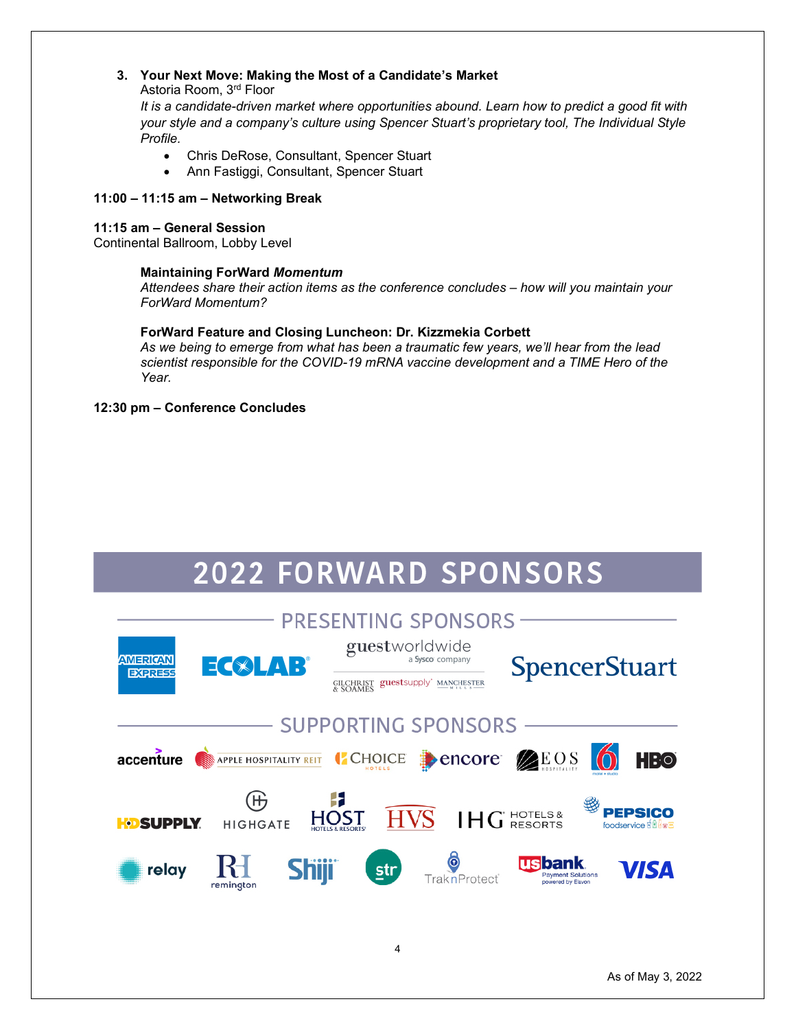3. **Your Next Move: Making the Most of a Candidate's Market**
   Astoria Room, 3rd Floor
   *It is a candidate-driven market where opportunities abound. Learn how to predict a good fit with your style and a company's culture using Spencer Stuart's proprietary tool, The Individual Style Profile.*
   - Chris DeRose, Consultant, Spencer Stuart
   - Ann Fastiggi, Consultant, Spencer Stuart

**11:00 – 11:15 am – Networking Break**

**11:15 am – General Session**
Continental Ballroom, Lobby Level

**Maintaining ForWard *Momentum***
*Attendees share their action items as the conference concludes – how will you maintain your ForWard Momentum?*

**ForWard Feature and Closing Luncheon: Dr. Kizzmekia Corbett**
*As we being to emerge from what has been a traumatic few years, we'll hear from the lead scientist responsible for the COVID-19 mRNA vaccine development and a TIME Hero of the Year.*

**12:30 pm – Conference Concludes**

# 2022 FORWARD SPONSORS

## PRESENTING SPONSORS

American Express
Ecolab
guestworldwide a Sysco company
Gilchrist & Soames
guestsupply
Manchester Mills
SpencerStuart

## SUPPORTING SPONSORS

accenture
Apple Hospitality REIT
Choice Hotels
encore
EOS Hospitality
motel 6 studio
HBO
HD Supply
Highgate
Host Hotels & Resorts
HVS
IHG Hotels & Resorts
PepsiCo foodservice
relay
remington
Shiji
str
TraknProtect
usbank Payment Solutions powered by Elavon
VISA

As of May 3, 2022